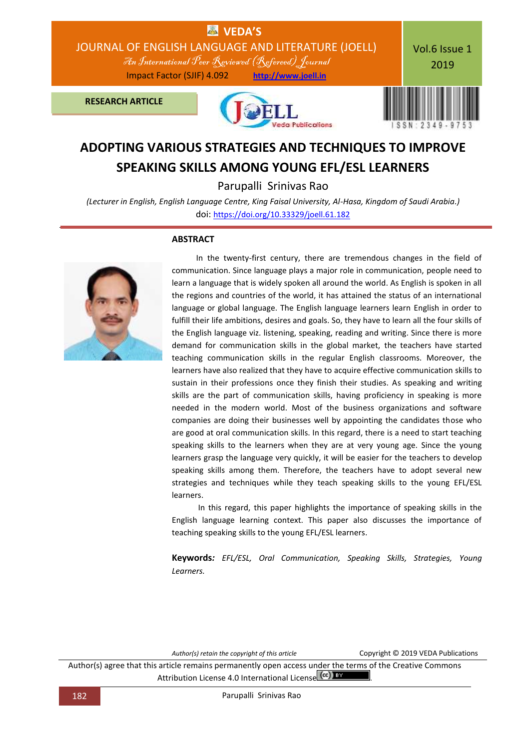RESEARCH ARTICLE

# ADOPTING VARIOUS STRATEGIES AND TECHNIQUES TO IMPROVE SPEAKING SKILLS AMONG YOUNG EFL/ESL LEARNERS

Parupalli Srinivas Rao

*(Lecturer in English, English Language Centre, King Faisal University, Al-Hasa, Kingdom of Saudi Arabia.)*

doi: https://doi.org/10.33329/joell.61.182

## ABSTRACT

In the twenty-first century, there are tremendous changes in the field of communication. Since language plays a major role in communication, people need to learn a language that is widely spoken all around the world. As English is spoken in all the regions and countries of the world, it has attained the status of an international language or global language. The English language learners learn English in order to fulfill their life ambitions, desires and goals. So, they have to learn all the four skills of the English language viz. listening, speaking, reading and writing. Since there is more demand for communication skills in the global market, the teachers have started teaching communication skills in the regular English classrooms. Moreover, the learners have also realized that they have to acquire effective communication skills to sustain in their professions once they finish their studies. As speaking and writing skills are the part of communication skills, having proficiency in speaking is more needed in the modern world. Most of the business organizations and software companies are doing their businesses well by appointing the candidates those who are good at oral communication skills. In this regard, there is a need to start teaching speaking skills to the learners when they are at very young age. Since the young learners grasp the language very quickly, it will be easier for the teachers to develop speaking skills among them. Therefore, the teachers have to adopt several new strategies and techniques while they teach speaking skills to the young EFL/ESL learners.

In this regard, this paper highlights the importance of speaking skills in the English language learning context. This paper also discusses the importance of teaching speaking skills to the young EFL/ESL learners.

**Keywords***:* *EFL/ESL, Oral Communication, Speaking Skills, Strategies, Young Learners.*

*Author(s) retain the copyright of this article* Copyright © 2019 VEDA Publications

Author(s) agree that this article remains permanently open access under the terms of the Creative Commons Attribution License 4.0 International License.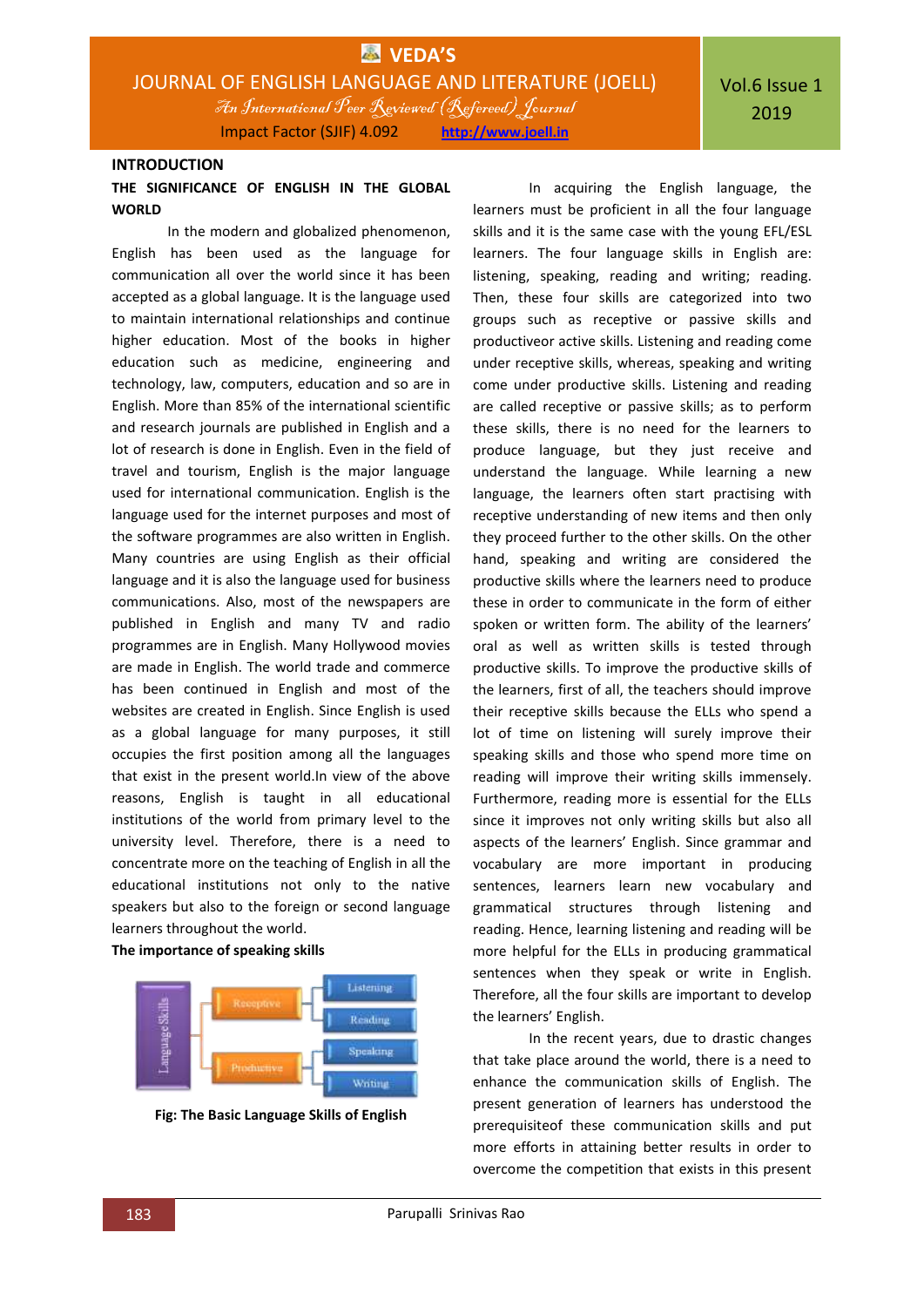## INTRODUCTION

### THE SIGNIFICANCE OF ENGLISH IN THE GLOBAL WORLD

In the modern and globalized phenomenon, English has been used as the language for communication all over the world since it has been accepted as a global language. It is the language used to maintain international relationships and continue higher education. Most of the books in higher education such as medicine, engineering and technology, law, computers, education and so are in English. More than 85% of the international scientific and research journals are published in English and a lot of research is done in English. Even in the field of travel and tourism, English is the major language used for international communication. English is the language used for the internet purposes and most of the software programmes are also written in English. Many countries are using English as their official language and it is also the language used for business communications. Also, most of the newspapers are published in English and many TV and radio programmes are in English. Many Hollywood movies are made in English. The world trade and commerce has been continued in English and most of the websites are created in English. Since English is used as a global language for many purposes, it still occupies the first position among all the languages that exist in the present world.In view of the above reasons, English is taught in all educational institutions of the world from primary level to the university level. Therefore, there is a need to concentrate more on the teaching of English in all the educational institutions not only to the native speakers but also to the foreign or second language learners throughout the world.

### The importance of speaking skills

Language Skills
- Receptive
  - Listening
  - Reading
- Productive
  - Speaking
  - Writing

**Fig: The Basic Language Skills of English**

In acquiring the English language, the learners must be proficient in all the four language skills and it is the same case with the young EFL/ESL learners. The four language skills in English are: listening, speaking, reading and writing; reading. Then, these four skills are categorized into two groups such as receptive or passive skills and productiveor active skills. Listening and reading come under receptive skills, whereas, speaking and writing come under productive skills. Listening and reading are called receptive or passive skills; as to perform these skills, there is no need for the learners to produce language, but they just receive and understand the language. While learning a new language, the learners often start practising with receptive understanding of new items and then only they proceed further to the other skills. On the other hand, speaking and writing are considered the productive skills where the learners need to produce these in order to communicate in the form of either spoken or written form. The ability of the learners' oral as well as written skills is tested through productive skills. To improve the productive skills of the learners, first of all, the teachers should improve their receptive skills because the ELLs who spend a lot of time on listening will surely improve their speaking skills and those who spend more time on reading will improve their writing skills immensely. Furthermore, reading more is essential for the ELLs since it improves not only writing skills but also all aspects of the learners' English. Since grammar and vocabulary are more important in producing sentences, learners learn new vocabulary and grammatical structures through listening and reading. Hence, learning listening and reading will be more helpful for the ELLs in producing grammatical sentences when they speak or write in English. Therefore, all the four skills are important to develop the learners' English.

In the recent years, due to drastic changes that take place around the world, there is a need to enhance the communication skills of English. The present generation of learners has understood the prerequisiteof these communication skills and put more efforts in attaining better results in order to overcome the competition that exists in this present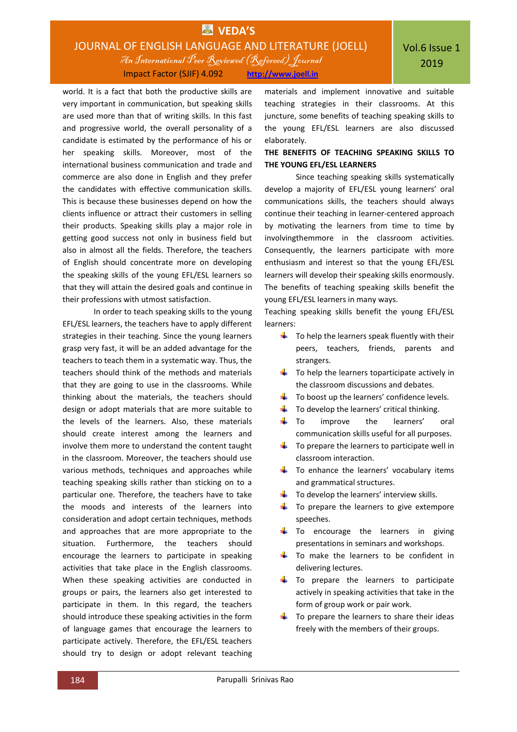world. It is a fact that both the productive skills are very important in communication, but speaking skills are used more than that of writing skills. In this fast and progressive world, the overall personality of a candidate is estimated by the performance of his or her speaking skills. Moreover, most of the international business communication and trade and commerce are also done in English and they prefer the candidates with effective communication skills. This is because these businesses depend on how the clients influence or attract their customers in selling their products. Speaking skills play a major role in getting good success not only in business field but also in almost all the fields. Therefore, the teachers of English should concentrate more on developing the speaking skills of the young EFL/ESL learners so that they will attain the desired goals and continue in their professions with utmost satisfaction.

In order to teach speaking skills to the young EFL/ESL learners, the teachers have to apply different strategies in their teaching. Since the young learners grasp very fast, it will be an added advantage for the teachers to teach them in a systematic way. Thus, the teachers should think of the methods and materials that they are going to use in the classrooms. While thinking about the materials, the teachers should design or adopt materials that are more suitable to the levels of the learners. Also, these materials should create interest among the learners and involve them more to understand the content taught in the classroom. Moreover, the teachers should use various methods, techniques and approaches while teaching speaking skills rather than sticking on to a particular one. Therefore, the teachers have to take the moods and interests of the learners into consideration and adopt certain techniques, methods and approaches that are more appropriate to the situation. Furthermore, the teachers should encourage the learners to participate in speaking activities that take place in the English classrooms. When these speaking activities are conducted in groups or pairs, the learners also get interested to participate in them. In this regard, the teachers should introduce these speaking activities in the form of language games that encourage the learners to participate actively. Therefore, the EFL/ESL teachers should try to design or adopt relevant teaching materials and implement innovative and suitable teaching strategies in their classrooms. At this juncture, some benefits of teaching speaking skills to the young EFL/ESL learners are also discussed elaborately.

**THE BENEFITS OF TEACHING SPEAKING SKILLS TO THE YOUNG EFL/ESL LEARNERS**

Since teaching speaking skills systematically develop a majority of EFL/ESL young learners' oral communications skills, the teachers should always continue their teaching in learner-centered approach by motivating the learners from time to time by involvingthemmore in the classroom activities. Consequently, the learners participate with more enthusiasm and interest so that the young EFL/ESL learners will develop their speaking skills enormously. The benefits of teaching speaking skills benefit the young EFL/ESL learners in many ways.

Teaching speaking skills benefit the young EFL/ESL learners:

- To help the learners speak fluently with their peers, teachers, friends, parents and strangers.
- To help the learners toparticipate actively in the classroom discussions and debates.
- To boost up the learners' confidence levels.
- To develop the learners' critical thinking.
- To improve the learners' oral communication skills useful for all purposes.
- To prepare the learners to participate well in classroom interaction.
- To enhance the learners' vocabulary items and grammatical structures.
- To develop the learners' interview skills.
- To prepare the learners to give extempore speeches.
- To encourage the learners in giving presentations in seminars and workshops.
- To make the learners to be confident in delivering lectures.
- To prepare the learners to participate actively in speaking activities that take in the form of group work or pair work.
- To prepare the learners to share their ideas freely with the members of their groups.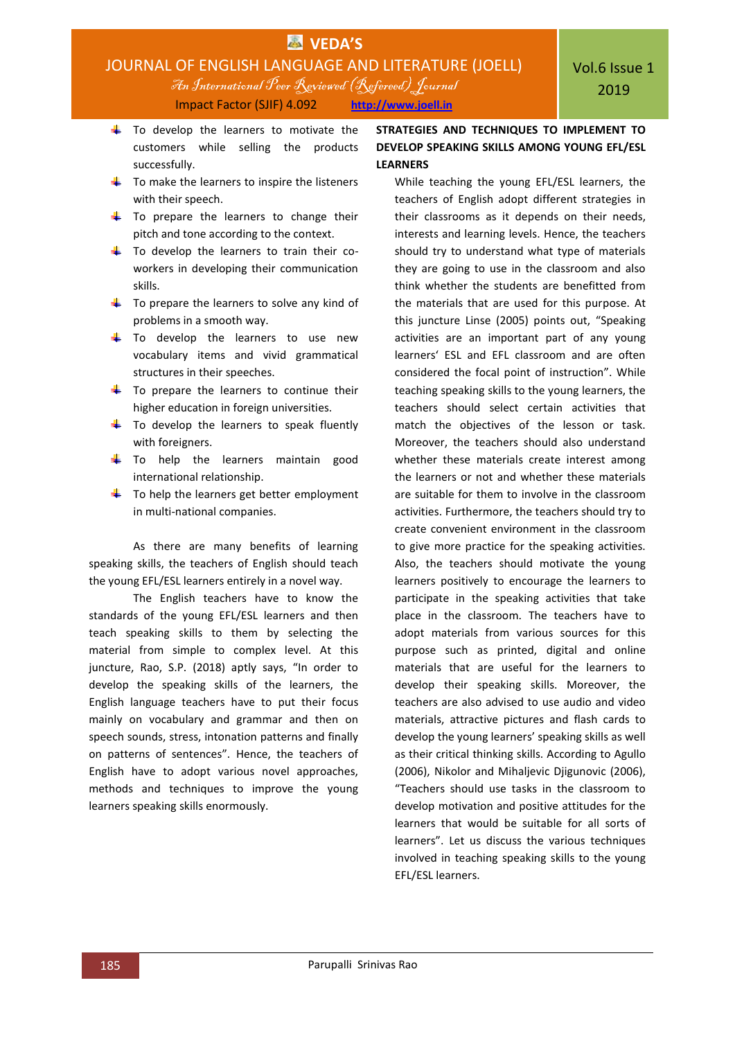- To develop the learners to motivate the customers while selling the products successfully.
- To make the learners to inspire the listeners with their speech.
- To prepare the learners to change their pitch and tone according to the context.
- To develop the learners to train their co-workers in developing their communication skills.
- To prepare the learners to solve any kind of problems in a smooth way.
- To develop the learners to use new vocabulary items and vivid grammatical structures in their speeches.
- To prepare the learners to continue their higher education in foreign universities.
- To develop the learners to speak fluently with foreigners.
- To help the learners maintain good international relationship.
- To help the learners get better employment in multi-national companies.

As there are many benefits of learning speaking skills, the teachers of English should teach the young EFL/ESL learners entirely in a novel way.

The English teachers have to know the standards of the young EFL/ESL learners and then teach speaking skills to them by selecting the material from simple to complex level. At this juncture, Rao, S.P. (2018) aptly says, "In order to develop the speaking skills of the learners, the English language teachers have to put their focus mainly on vocabulary and grammar and then on speech sounds, stress, intonation patterns and finally on patterns of sentences". Hence, the teachers of English have to adopt various novel approaches, methods and techniques to improve the young learners speaking skills enormously.

## STRATEGIES AND TECHNIQUES TO IMPLEMENT TO DEVELOP SPEAKING SKILLS AMONG YOUNG EFL/ESL LEARNERS

While teaching the young EFL/ESL learners, the teachers of English adopt different strategies in their classrooms as it depends on their needs, interests and learning levels. Hence, the teachers should try to understand what type of materials they are going to use in the classroom and also think whether the students are benefitted from the materials that are used for this purpose. At this juncture Linse (2005) points out, "Speaking activities are an important part of any young learners' ESL and EFL classroom and are often considered the focal point of instruction". While teaching speaking skills to the young learners, the teachers should select certain activities that match the objectives of the lesson or task. Moreover, the teachers should also understand whether these materials create interest among the learners or not and whether these materials are suitable for them to involve in the classroom activities. Furthermore, the teachers should try to create convenient environment in the classroom to give more practice for the speaking activities. Also, the teachers should motivate the young learners positively to encourage the learners to participate in the speaking activities that take place in the classroom. The teachers have to adopt materials from various sources for this purpose such as printed, digital and online materials that are useful for the learners to develop their speaking skills. Moreover, the teachers are also advised to use audio and video materials, attractive pictures and flash cards to develop the young learners' speaking skills as well as their critical thinking skills. According to Agullo (2006), Nikolor and Mihaljevic Djigunovic (2006), "Teachers should use tasks in the classroom to develop motivation and positive attitudes for the learners that would be suitable for all sorts of learners". Let us discuss the various techniques involved in teaching speaking skills to the young EFL/ESL learners.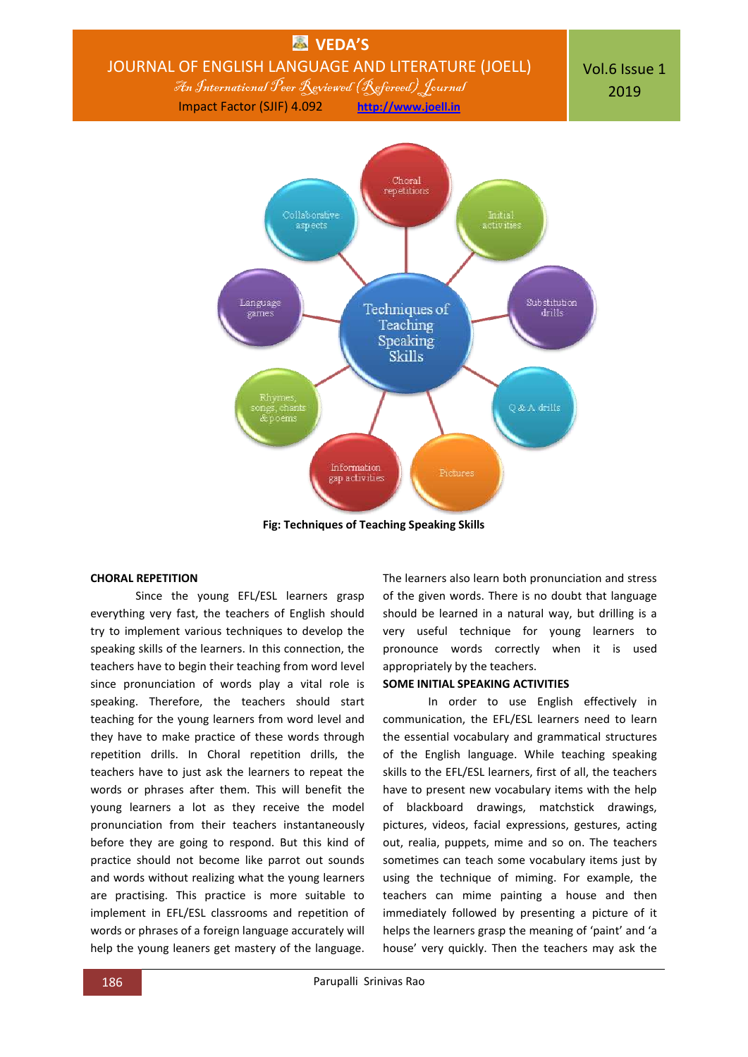Fig: Techniques of Teaching Speaking Skills

**CHORAL REPETITION**

Since the young EFL/ESL learners grasp everything very fast, the teachers of English should try to implement various techniques to develop the speaking skills of the learners. In this connection, the teachers have to begin their teaching from word level since pronunciation of words play a vital role is speaking. Therefore, the teachers should start teaching for the young learners from word level and they have to make practice of these words through repetition drills. In Choral repetition drills, the teachers have to just ask the learners to repeat the words or phrases after them. This will benefit the young learners a lot as they receive the model pronunciation from their teachers instantaneously before they are going to respond. But this kind of practice should not become like parrot out sounds and words without realizing what the young learners are practising. This practice is more suitable to implement in EFL/ESL classrooms and repetition of words or phrases of a foreign language accurately will help the young leaners get mastery of the language. The learners also learn both pronunciation and stress of the given words. There is no doubt that language should be learned in a natural way, but drilling is a very useful technique for young learners to pronounce words correctly when it is used appropriately by the teachers.

**SOME INITIAL SPEAKING ACTIVITIES**

In order to use English effectively in communication, the EFL/ESL learners need to learn the essential vocabulary and grammatical structures of the English language. While teaching speaking skills to the EFL/ESL learners, first of all, the teachers have to present new vocabulary items with the help of blackboard drawings, matchstick drawings, pictures, videos, facial expressions, gestures, acting out, realia, puppets, mime and so on. The teachers sometimes can teach some vocabulary items just by using the technique of miming. For example, the teachers can mime painting a house and then immediately followed by presenting a picture of it helps the learners grasp the meaning of 'paint' and 'a house' very quickly. Then the teachers may ask the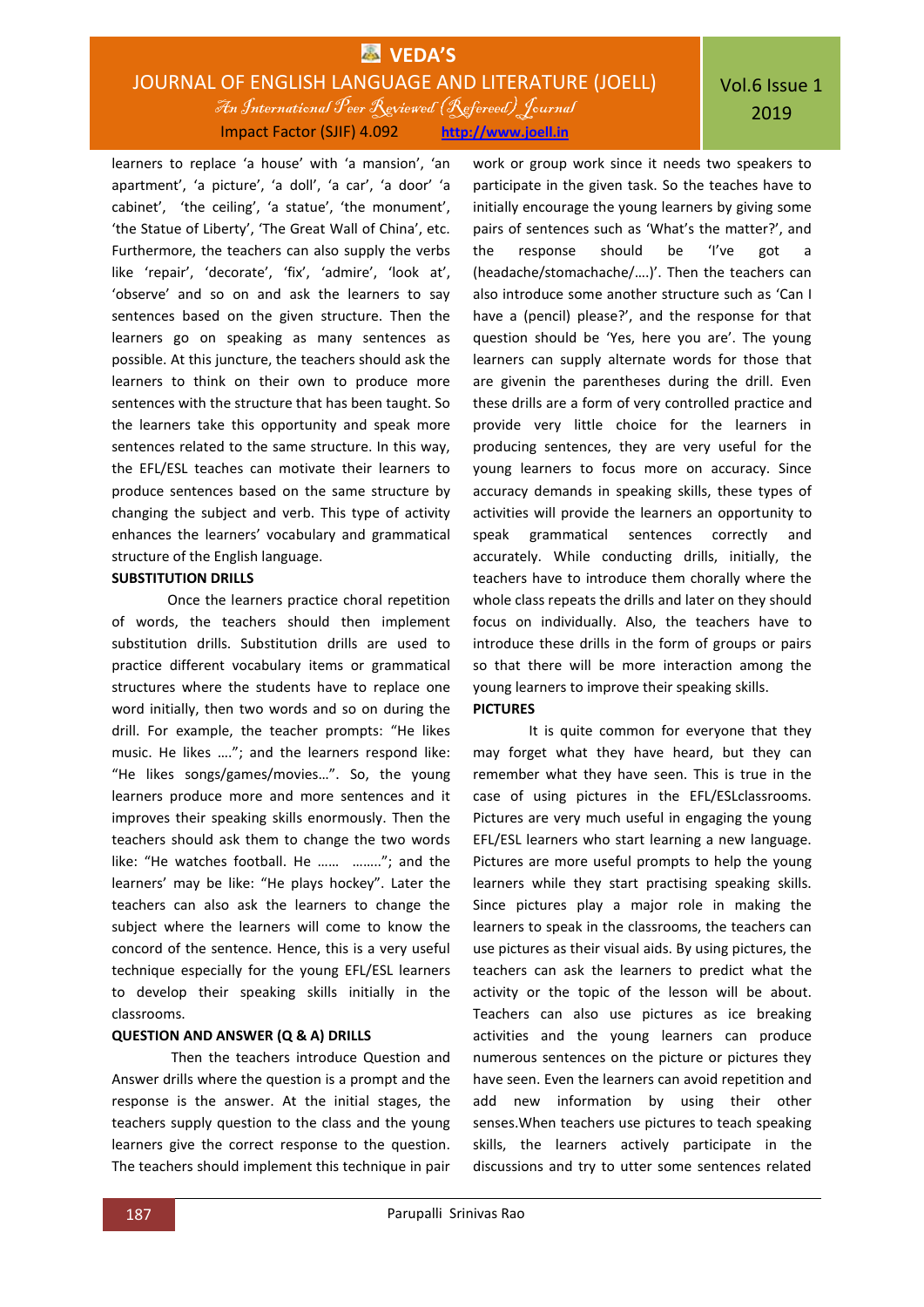learners to replace 'a house' with 'a mansion', 'an apartment', 'a picture', 'a doll', 'a car', 'a door' 'a cabinet', 'the ceiling', 'a statue', 'the monument', 'the Statue of Liberty', 'The Great Wall of China', etc. Furthermore, the teachers can also supply the verbs like 'repair', 'decorate', 'fix', 'admire', 'look at', 'observe' and so on and ask the learners to say sentences based on the given structure. Then the learners go on speaking as many sentences as possible. At this juncture, the teachers should ask the learners to think on their own to produce more sentences with the structure that has been taught. So the learners take this opportunity and speak more sentences related to the same structure. In this way, the EFL/ESL teaches can motivate their learners to produce sentences based on the same structure by changing the subject and verb. This type of activity enhances the learners' vocabulary and grammatical structure of the English language.

**SUBSTITUTION DRILLS**

Once the learners practice choral repetition of words, the teachers should then implement substitution drills. Substitution drills are used to practice different vocabulary items or grammatical structures where the students have to replace one word initially, then two words and so on during the drill. For example, the teacher prompts: "He likes music. He likes ….."; and the learners respond like: "He likes songs/games/movies…". So, the young learners produce more and more sentences and it improves their speaking skills enormously. Then the teachers should ask them to change the two words like: "He watches football. He …… ……..". and the learners' may be like: "He plays hockey". Later the teachers can also ask the learners to change the subject where the learners will come to know the concord of the sentence. Hence, this is a very useful technique especially for the young EFL/ESL learners to develop their speaking skills initially in the classrooms.

**QUESTION AND ANSWER (Q & A) DRILLS**

Then the teachers introduce Question and Answer drills where the question is a prompt and the response is the answer. At the initial stages, the teachers supply question to the class and the young learners give the correct response to the question. The teachers should implement this technique in pair work or group work since it needs two speakers to participate in the given task. So the teaches have to initially encourage the young learners by giving some pairs of sentences such as 'What's the matter?', and the response should be 'I've got a (headache/stomachache/….)'. Then the teachers can also introduce some another structure such as 'Can I have a (pencil) please?', and the response for that question should be 'Yes, here you are'. The young learners can supply alternate words for those that are givenin the parentheses during the drill. Even these drills are a form of very controlled practice and provide very little choice for the learners in producing sentences, they are very useful for the young learners to focus more on accuracy. Since accuracy demands in speaking skills, these types of activities will provide the learners an opportunity to speak grammatical sentences correctly and accurately. While conducting drills, initially, the teachers have to introduce them chorally where the whole class repeats the drills and later on they should focus on individually. Also, the teachers have to introduce these drills in the form of groups or pairs so that there will be more interaction among the young learners to improve their speaking skills.

**PICTURES**

It is quite common for everyone that they may forget what they have heard, but they can remember what they have seen. This is true in the case of using pictures in the EFL/ESLclassrooms. Pictures are very much useful in engaging the young EFL/ESL learners who start learning a new language. Pictures are more useful prompts to help the young learners while they start practising speaking skills. Since pictures play a major role in making the learners to speak in the classrooms, the teachers can use pictures as their visual aids. By using pictures, the teachers can ask the learners to predict what the activity or the topic of the lesson will be about. Teachers can also use pictures as ice breaking activities and the young learners can produce numerous sentences on the picture or pictures they have seen. Even the learners can avoid repetition and add new information by using their other senses.When teachers use pictures to teach speaking skills, the learners actively participate in the discussions and try to utter some sentences related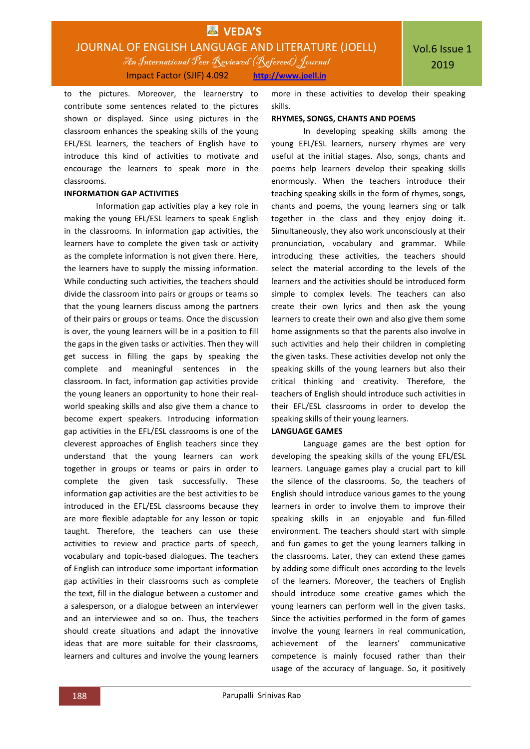to the pictures. Moreover, the learnerstry to contribute some sentences related to the pictures shown or displayed. Since using pictures in the classroom enhances the speaking skills of the young EFL/ESL learners, the teachers of English have to introduce this kind of activities to motivate and encourage the learners to speak more in the classrooms.

**INFORMATION GAP ACTIVITIES**

Information gap activities play a key role in making the young EFL/ESL learners to speak English in the classrooms. In information gap activities, the learners have to complete the given task or activity as the complete information is not given there. Here, the learners have to supply the missing information. While conducting such activities, the teachers should divide the classroom into pairs or groups or teams so that the young learners discuss among the partners of their pairs or groups or teams. Once the discussion is over, the young learners will be in a position to fill the gaps in the given tasks or activities. Then they will get success in filling the gaps by speaking the complete and meaningful sentences in the classroom. In fact, information gap activities provide the young leaners an opportunity to hone their real-world speaking skills and also give them a chance to become expert speakers. Introducing information gap activities in the EFL/ESL classrooms is one of the cleverest approaches of English teachers since they understand that the young learners can work together in groups or teams or pairs in order to complete the given task successfully. These information gap activities are the best activities to be introduced in the EFL/ESL classrooms because they are more flexible adaptable for any lesson or topic taught. Therefore, the teachers can use these activities to review and practice parts of speech, vocabulary and topic-based dialogues. The teachers of English can introduce some important information gap activities in their classrooms such as complete the text, fill in the dialogue between a customer and a salesperson, or a dialogue between an interviewer and an interviewee and so on. Thus, the teachers should create situations and adapt the innovative ideas that are more suitable for their classrooms, learners and cultures and involve the young learners more in these activities to develop their speaking skills.

**RHYMES, SONGS, CHANTS AND POEMS**

In developing speaking skills among the young EFL/ESL learners, nursery rhymes are very useful at the initial stages. Also, songs, chants and poems help learners develop their speaking skills enormously. When the teachers introduce their teaching speaking skills in the form of rhymes, songs, chants and poems, the young learners sing or talk together in the class and they enjoy doing it. Simultaneously, they also work unconsciously at their pronunciation, vocabulary and grammar. While introducing these activities, the teachers should select the material according to the levels of the learners and the activities should be introduced form simple to complex levels. The teachers can also create their own lyrics and then ask the young learners to create their own and also give them some home assignments so that the parents also involve in such activities and help their children in completing the given tasks. These activities develop not only the speaking skills of the young learners but also their critical thinking and creativity. Therefore, the teachers of English should introduce such activities in their EFL/ESL classrooms in order to develop the speaking skills of their young learners.

**LANGUAGE GAMES**

Language games are the best option for developing the speaking skills of the young EFL/ESL learners. Language games play a crucial part to kill the silence of the classrooms. So, the teachers of English should introduce various games to the young learners in order to involve them to improve their speaking skills in an enjoyable and fun-filled environment. The teachers should start with simple and fun games to get the young learners talking in the classrooms. Later, they can extend these games by adding some difficult ones according to the levels of the learners. Moreover, the teachers of English should introduce some creative games which the young learners can perform well in the given tasks. Since the activities performed in the form of games involve the young learners in real communication, achievement of the learners' communicative competence is mainly focused rather than their usage of the accuracy of language. So, it positively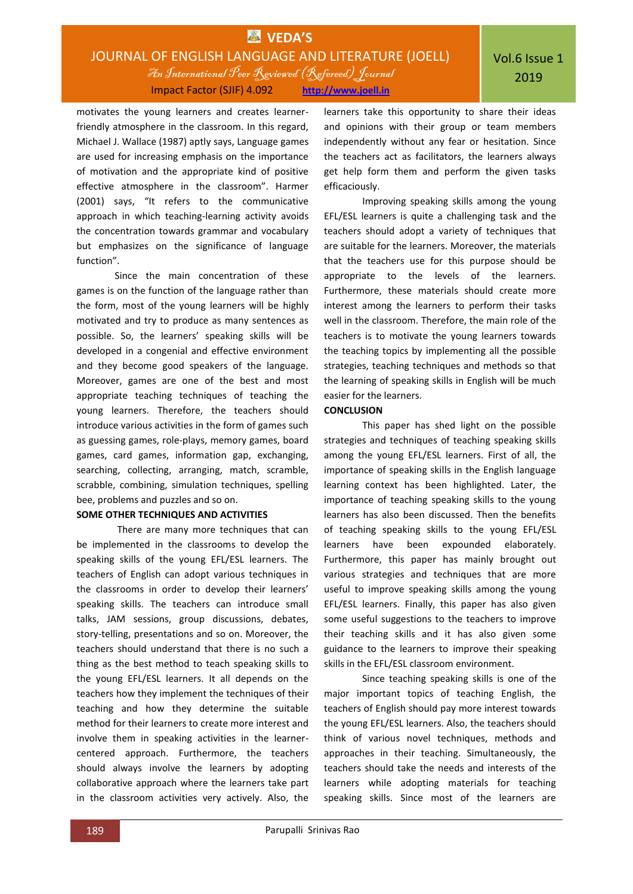motivates the young learners and creates learner-friendly atmosphere in the classroom. In this regard, Michael J. Wallace (1987) aptly says, Language games are used for increasing emphasis on the importance of motivation and the appropriate kind of positive effective atmosphere in the classroom". Harmer (2001) says, "It refers to the communicative approach in which teaching-learning activity avoids the concentration towards grammar and vocabulary but emphasizes on the significance of language function".

Since the main concentration of these games is on the function of the language rather than the form, most of the young learners will be highly motivated and try to produce as many sentences as possible. So, the learners' speaking skills will be developed in a congenial and effective environment and they become good speakers of the language. Moreover, games are one of the best and most appropriate teaching techniques of teaching the young learners. Therefore, the teachers should introduce various activities in the form of games such as guessing games, role-plays, memory games, board games, card games, information gap, exchanging, searching, collecting, arranging, match, scramble, scrabble, combining, simulation techniques, spelling bee, problems and puzzles and so on.

**SOME OTHER TECHNIQUES AND ACTIVITIES**

There are many more techniques that can be implemented in the classrooms to develop the speaking skills of the young EFL/ESL learners. The teachers of English can adopt various techniques in the classrooms in order to develop their learners' speaking skills. The teachers can introduce small talks, JAM sessions, group discussions, debates, story-telling, presentations and so on. Moreover, the teachers should understand that there is no such a thing as the best method to teach speaking skills to the young EFL/ESL learners. It all depends on the teachers how they implement the techniques of their teaching and how they determine the suitable method for their learners to create more interest and involve them in speaking activities in the learner-centered approach. Furthermore, the teachers should always involve the learners by adopting collaborative approach where the learners take part in the classroom activities very actively. Also, the learners take this opportunity to share their ideas and opinions with their group or team members independently without any fear or hesitation. Since the teachers act as facilitators, the learners always get help form them and perform the given tasks efficaciously.

Improving speaking skills among the young EFL/ESL learners is quite a challenging task and the teachers should adopt a variety of techniques that are suitable for the learners. Moreover, the materials that the teachers use for this purpose should be appropriate to the levels of the learners. Furthermore, these materials should create more interest among the learners to perform their tasks well in the classroom. Therefore, the main role of the teachers is to motivate the young learners towards the teaching topics by implementing all the possible strategies, teaching techniques and methods so that the learning of speaking skills in English will be much easier for the learners.

**CONCLUSION**

This paper has shed light on the possible strategies and techniques of teaching speaking skills among the young EFL/ESL learners. First of all, the importance of speaking skills in the English language learning context has been highlighted. Later, the importance of teaching speaking skills to the young learners has also been discussed. Then the benefits of teaching speaking skills to the young EFL/ESL learners have been expounded elaborately. Furthermore, this paper has mainly brought out various strategies and techniques that are more useful to improve speaking skills among the young EFL/ESL learners. Finally, this paper has also given some useful suggestions to the teachers to improve their teaching skills and it has also given some guidance to the learners to improve their speaking skills in the EFL/ESL classroom environment.

Since teaching speaking skills is one of the major important topics of teaching English, the teachers of English should pay more interest towards the young EFL/ESL learners. Also, the teachers should think of various novel techniques, methods and approaches in their teaching. Simultaneously, the teachers should take the needs and interests of the learners while adopting materials for teaching speaking skills. Since most of the learners are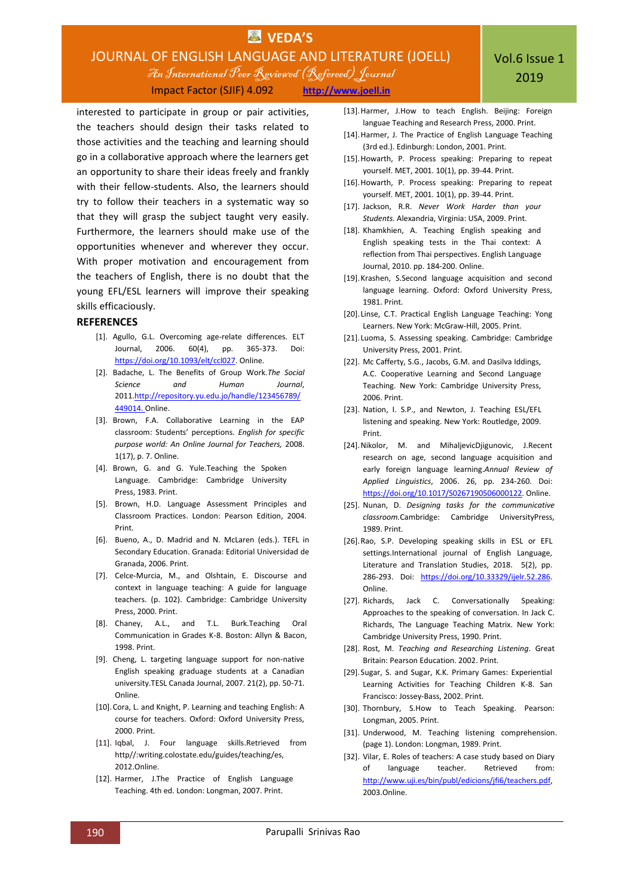interested to participate in group or pair activities, the teachers should design their tasks related to those activities and the teaching and learning should go in a collaborative approach where the learners get an opportunity to share their ideas freely and frankly with their fellow-students. Also, the learners should try to follow their teachers in a systematic way so that they will grasp the subject taught very easily. Furthermore, the learners should make use of the opportunities whenever and wherever they occur. With proper motivation and encouragement from the teachers of English, there is no doubt that the young EFL/ESL learners will improve their speaking skills efficaciously.

## REFERENCES

[1]. Agullo, G.L. Overcoming age-relate differences. ELT Journal, 2006. 60(4), pp. 365-373. Doi: https://doi.org/10.1093/elt/ccl027. Online.

[2]. Badache, L. The Benefits of Group Work.*The Social Science and Human Journal*, 2011.http://repository.yu.edu.jo/handle/123456789/449014. Online.

[3]. Brown, F.A. Collaborative Learning in the EAP classroom: Students' perceptions. *English for specific purpose world: An Online Journal for Teachers,* 2008. 1(17), p. 7. Online.

[4]. Brown, G. and G. Yule.Teaching the Spoken Language. Cambridge: Cambridge University Press, 1983. Print.

[5]. Brown, H.D. Language Assessment Principles and Classroom Practices. London: Pearson Edition, 2004. Print.

[6]. Bueno, A., D. Madrid and N. McLaren (eds.). TEFL in Secondary Education. Granada: Editorial Universidad de Granada, 2006. Print.

[7]. Celce-Murcia, M., and Olshtain, E. Discourse and context in language teaching: A guide for language teachers. (p. 102). Cambridge: Cambridge University Press, 2000. Print.

[8]. Chaney, A.L., and T.L. Burk.Teaching Oral Communication in Grades K-8. Boston: Allyn & Bacon, 1998. Print.

[9]. Cheng, L. targeting language support for non-native English speaking graduage students at a Canadian university.TESL Canada Journal, 2007. 21(2), pp. 50-71. Online.

[10]. Cora, L. and Knight, P. Learning and teaching English: A course for teachers. Oxford: Oxford University Press, 2000. Print.

[11]. Iqbal, J. Four language skills.Retrieved from http//:writing.colostate.edu/guides/teaching/es, 2012.Online.

[12]. Harmer, J.The Practice of English Language Teaching. 4th ed. London: Longman, 2007. Print.

[13]. Harmer, J.How to teach English. Beijing: Foreign languae Teaching and Research Press, 2000. Print.

[14]. Harmer, J. The Practice of English Language Teaching (3rd ed.). Edinburgh: London, 2001. Print.

[15]. Howarth, P. Process speaking: Preparing to repeat yourself. MET, 2001. 10(1), pp. 39-44. Print.

[16]. Howarth, P. Process speaking: Preparing to repeat yourself. MET, 2001. 10(1), pp. 39-44. Print.

[17]. Jackson, R.R. *Never Work Harder than your Students.* Alexandria, Virginia: USA, 2009. Print.

[18]. Khamkhien, A. Teaching English speaking and English speaking tests in the Thai context: A reflection from Thai perspectives. English Language Journal, 2010. pp. 184-200. Online.

[19]. Krashen, S.Second language acquisition and second language learning. Oxford: Oxford University Press, 1981. Print.

[20]. Linse, C.T. Practical English Language Teaching: Yong Learners. New York: McGraw-Hill, 2005. Print.

[21]. Luoma, S. Assessing speaking. Cambridge: Cambridge University Press, 2001. Print.

[22]. Mc Cafferty, S.G., Jacobs, G.M. and Dasilva Iddings, A.C. Cooperative Learning and Second Language Teaching. New York: Cambridge University Press, 2006. Print.

[23]. Nation, I. S.P., and Newton, J. Teaching ESL/EFL listening and speaking. New York: Routledge, 2009. Print.

[24]. Nikolor, M. and MihaljevicDjigunovic, J.Recent research on age, second language acquisition and early foreign language learning.*Annual Review of Applied Linguistics*, 2006. 26, pp. 234-260. Doi: https://doi.org/10.1017/S0267190506000122. Online.

[25]. Nunan, D. *Designing tasks for the communicative classroom.*Cambridge: Cambridge UniversityPress, 1989. Print.

[26]. Rao, S.P. Developing speaking skills in ESL or EFL settings.International journal of English Language, Literature and Translation Studies, 2018. 5(2), pp. 286-293. Doi: https://doi.org/10.33329/ijelr.52.286. Online.

[27]. Richards, Jack C. Conversationally Speaking: Approaches to the speaking of conversation. In Jack C. Richards, The Language Teaching Matrix. New York: Cambridge University Press, 1990. Print.

[28]. Rost, M. *Teaching and Researching Listening*. Great Britain: Pearson Education. 2002. Print.

[29]. Sugar, S. and Sugar, K.K. Primary Games: Experiential Learning Activities for Teaching Children K-8. San Francisco: Jossey-Bass, 2002. Print.

[30]. Thornbury, S.How to Teach Speaking. Pearson: Longman, 2005. Print.

[31]. Underwood, M. Teaching listening comprehension. (page 1). London: Longman, 1989. Print.

[32]. Vilar, E. Roles of teachers: A case study based on Diary of language teacher. Retrieved from: http://www.uji.es/bin/publ/edicions/jfi6/teachers.pdf, 2003.Online.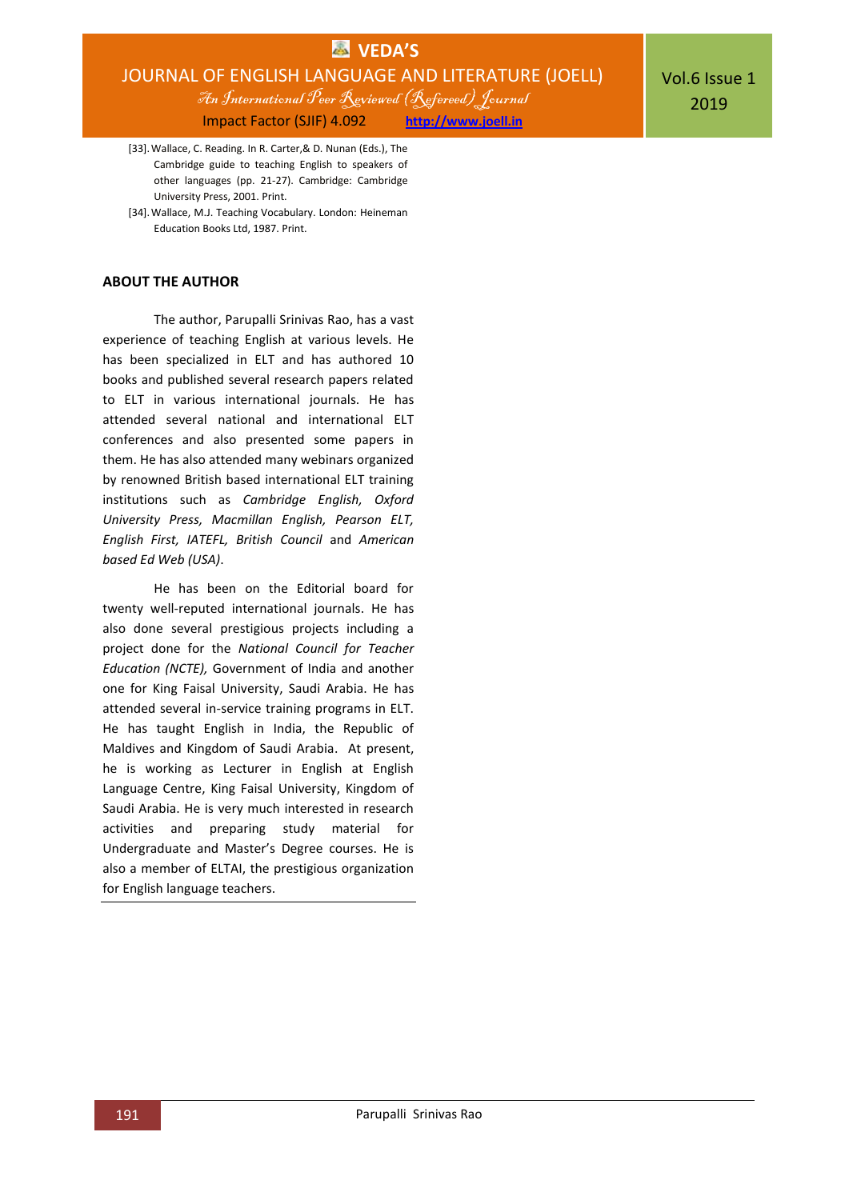[33]. Wallace, C. Reading. In R. Carter,& D. Nunan (Eds.), The Cambridge guide to teaching English to speakers of other languages (pp. 21-27). Cambridge: Cambridge University Press, 2001. Print.

[34]. Wallace, M.J. Teaching Vocabulary. London: Heineman Education Books Ltd, 1987. Print.

## ABOUT THE AUTHOR

The author, Parupalli Srinivas Rao, has a vast experience of teaching English at various levels. He has been specialized in ELT and has authored 10 books and published several research papers related to ELT in various international journals. He has attended several national and international ELT conferences and also presented some papers in them. He has also attended many webinars organized by renowned British based international ELT training institutions such as *Cambridge English, Oxford University Press, Macmillan English, Pearson ELT, English First, IATEFL, British Council* and *American based Ed Web (USA)*.

He has been on the Editorial board for twenty well-reputed international journals. He has also done several prestigious projects including a project done for the *National Council for Teacher Education (NCTE),* Government of India and another one for King Faisal University, Saudi Arabia. He has attended several in-service training programs in ELT. He has taught English in India, the Republic of Maldives and Kingdom of Saudi Arabia. At present, he is working as Lecturer in English at English Language Centre, King Faisal University, Kingdom of Saudi Arabia. He is very much interested in research activities and preparing study material for Undergraduate and Master's Degree courses. He is also a member of ELTAI, the prestigious organization for English language teachers.